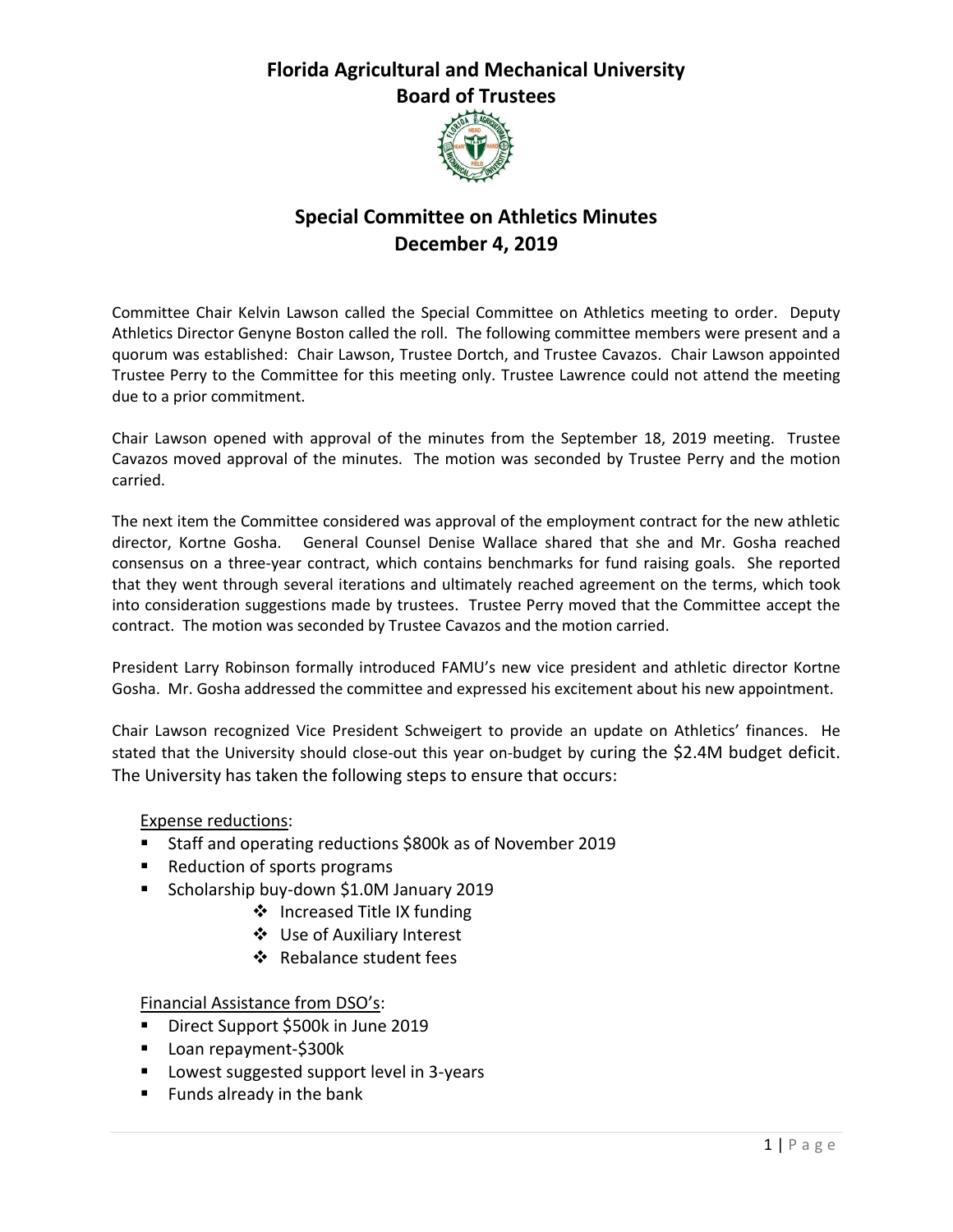# Florida Agricultural and Mechanical University
## Board of Trustees

## Special Committee on Athletics Minutes
## December 4, 2019

Committee Chair Kelvin Lawson called the Special Committee on Athletics meeting to order. Deputy Athletics Director Genyne Boston called the roll. The following committee members were present and a quorum was established: Chair Lawson, Trustee Dortch, and Trustee Cavazos. Chair Lawson appointed Trustee Perry to the Committee for this meeting only. Trustee Lawrence could not attend the meeting due to a prior commitment.

Chair Lawson opened with approval of the minutes from the September 18, 2019 meeting. Trustee Cavazos moved approval of the minutes. The motion was seconded by Trustee Perry and the motion carried.

The next item the Committee considered was approval of the employment contract for the new athletic director, Kortne Gosha. General Counsel Denise Wallace shared that she and Mr. Gosha reached consensus on a three-year contract, which contains benchmarks for fund raising goals. She reported that they went through several iterations and ultimately reached agreement on the terms, which took into consideration suggestions made by trustees. Trustee Perry moved that the Committee accept the contract. The motion was seconded by Trustee Cavazos and the motion carried.

President Larry Robinson formally introduced FAMU's new vice president and athletic director Kortne Gosha. Mr. Gosha addressed the committee and expressed his excitement about his new appointment.

Chair Lawson recognized Vice President Schweigert to provide an update on Athletics' finances. He stated that the University should close-out this year on-budget by curing the $2.4M budget deficit. The University has taken the following steps to ensure that occurs:

<u>Expense reductions</u>:

- Staff and operating reductions $800k as of November 2019
- Reduction of sports programs
- Scholarship buy-down $1.0M January 2019
    - Increased Title IX funding
    - Use of Auxiliary Interest
    - Rebalance student fees

<u>Financial Assistance from DSO's</u>:

- Direct Support $500k in June 2019
- Loan repayment-$300k
- Lowest suggested support level in 3-years
- Funds already in the bank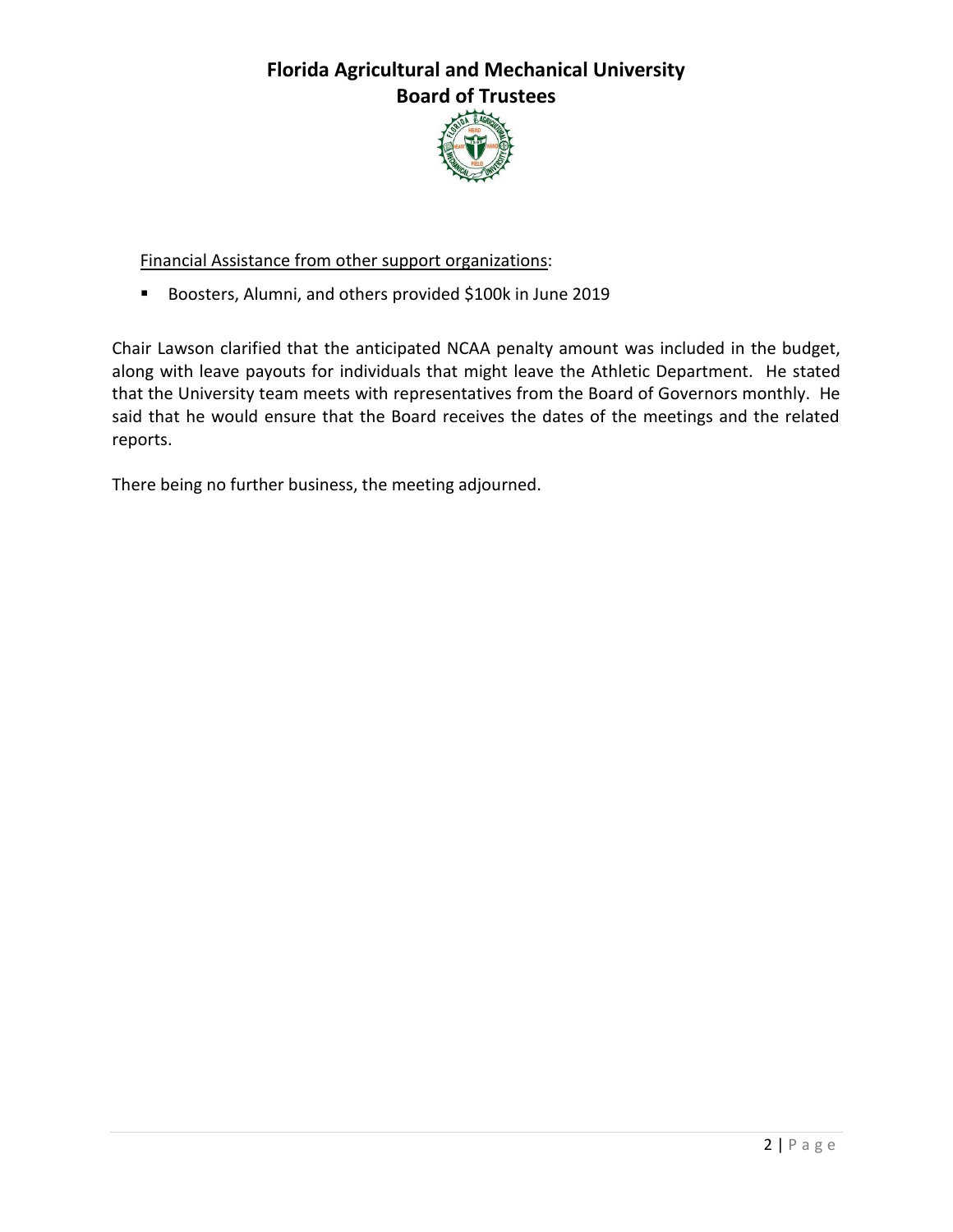Financial Assistance from other support organizations:

- Boosters, Alumni, and others provided $100k in June 2019

Chair Lawson clarified that the anticipated NCAA penalty amount was included in the budget, along with leave payouts for individuals that might leave the Athletic Department. He stated that the University team meets with representatives from the Board of Governors monthly. He said that he would ensure that the Board receives the dates of the meetings and the related reports.

There being no further business, the meeting adjourned.